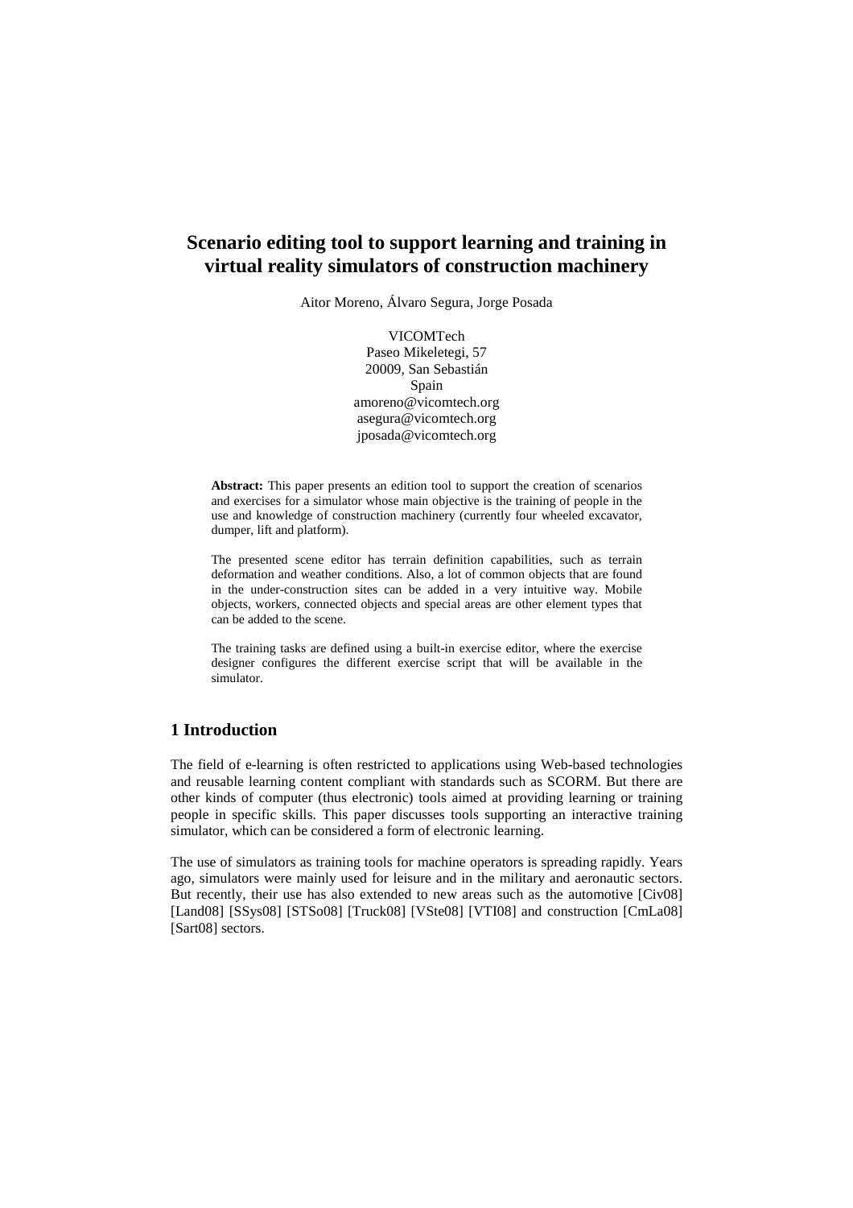# Scenario editing tool to support learning and training in virtual reality simulators of construction machinery

Aitor Moreno, Álvaro Segura, Jorge Posada

VICOMTech
Paseo Mikeletegi, 57
20009, San Sebastián
Spain
amoreno@vicomtech.org
asegura@vicomtech.org
jposada@vicomtech.org

**Abstract:** This paper presents an edition tool to support the creation of scenarios and exercises for a simulator whose main objective is the training of people in the use and knowledge of construction machinery (currently four wheeled excavator, dumper, lift and platform).

The presented scene editor has terrain definition capabilities, such as terrain deformation and weather conditions. Also, a lot of common objects that are found in the under-construction sites can be added in a very intuitive way. Mobile objects, workers, connected objects and special areas are other element types that can be added to the scene.

The training tasks are defined using a built-in exercise editor, where the exercise designer configures the different exercise script that will be available in the simulator.

## 1 Introduction

The field of e-learning is often restricted to applications using Web-based technologies and reusable learning content compliant with standards such as SCORM. But there are other kinds of computer (thus electronic) tools aimed at providing learning or training people in specific skills. This paper discusses tools supporting an interactive training simulator, which can be considered a form of electronic learning.

The use of simulators as training tools for machine operators is spreading rapidly. Years ago, simulators were mainly used for leisure and in the military and aeronautic sectors. But recently, their use has also extended to new areas such as the automotive [Civ08] [Land08] [SSys08] [STSo08] [Truck08] [VSte08] [VTI08] and construction [CmLa08] [Sart08] sectors.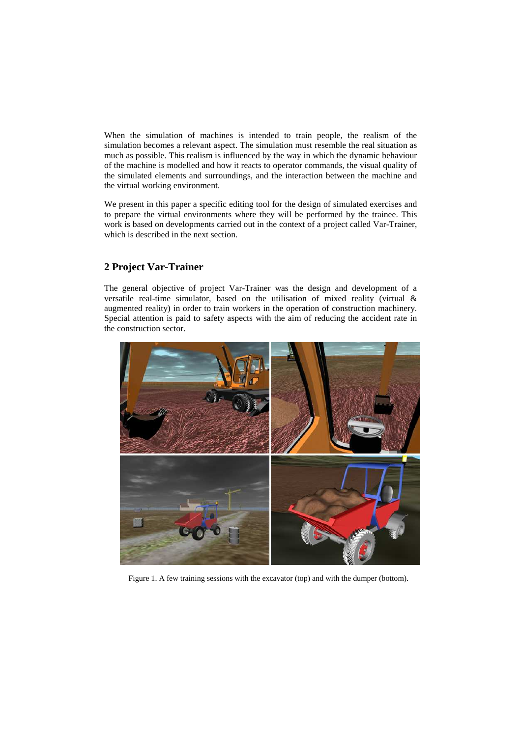When the simulation of machines is intended to train people, the realism of the simulation becomes a relevant aspect. The simulation must resemble the real situation as much as possible. This realism is influenced by the way in which the dynamic behaviour of the machine is modelled and how it reacts to operator commands, the visual quality of the simulated elements and surroundings, and the interaction between the machine and the virtual working environment.

We present in this paper a specific editing tool for the design of simulated exercises and to prepare the virtual environments where they will be performed by the trainee. This work is based on developments carried out in the context of a project called Var-Trainer, which is described in the next section.

## 2 Project Var-Trainer

The general objective of project Var-Trainer was the design and development of a versatile real-time simulator, based on the utilisation of mixed reality (virtual & augmented reality) in order to train workers in the operation of construction machinery. Special attention is paid to safety aspects with the aim of reducing the accident rate in the construction sector.

Figure 1. A few training sessions with the excavator (top) and with the dumper (bottom).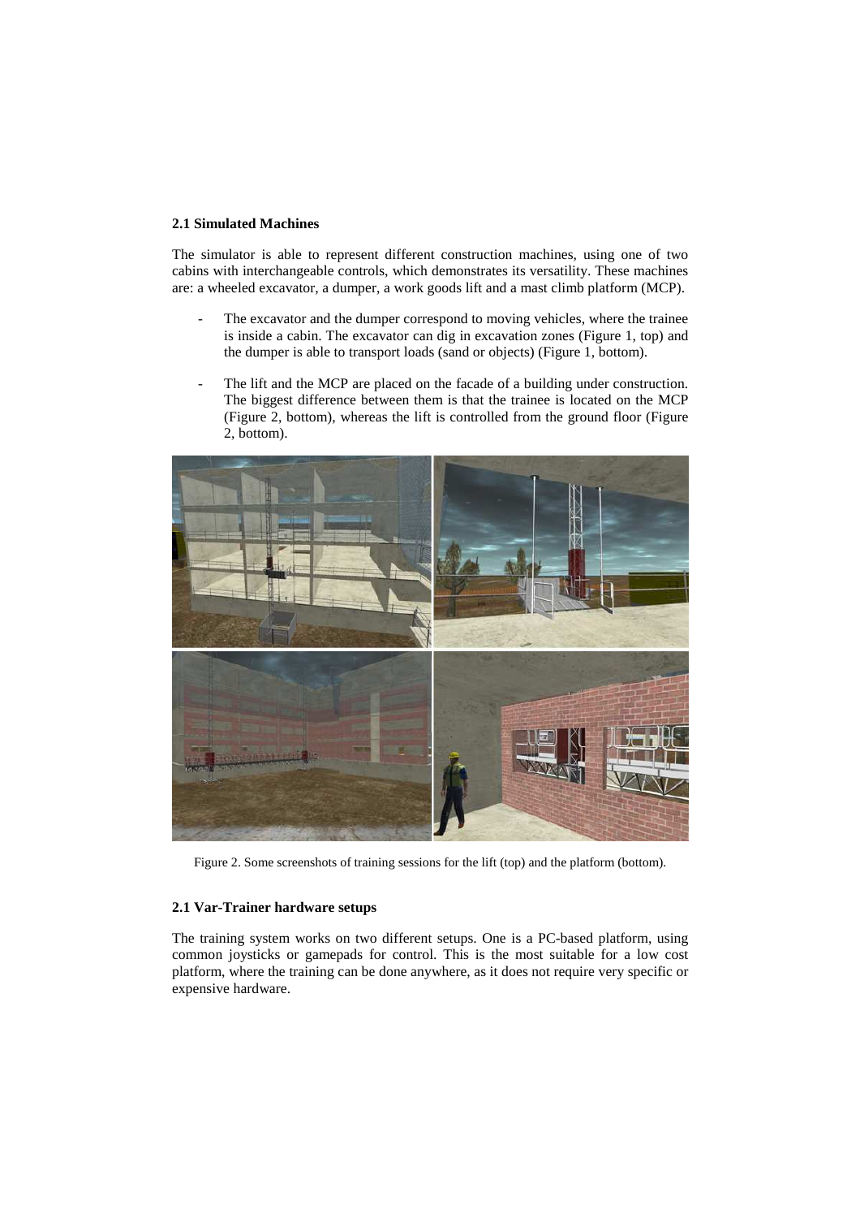### 2.1 Simulated Machines

The simulator is able to represent different construction machines, using one of two cabins with interchangeable controls, which demonstrates its versatility. These machines are: a wheeled excavator, a dumper, a work goods lift and a mast climb platform (MCP).

- The excavator and the dumper correspond to moving vehicles, where the trainee is inside a cabin. The excavator can dig in excavation zones (Figure 1, top) and the dumper is able to transport loads (sand or objects) (Figure 1, bottom).
- The lift and the MCP are placed on the facade of a building under construction. The biggest difference between them is that the trainee is located on the MCP (Figure 2, bottom), whereas the lift is controlled from the ground floor (Figure 2, bottom).

Figure 2. Some screenshots of training sessions for the lift (top) and the platform (bottom).

### 2.1 Var-Trainer hardware setups

The training system works on two different setups. One is a PC-based platform, using common joysticks or gamepads for control. This is the most suitable for a low cost platform, where the training can be done anywhere, as it does not require very specific or expensive hardware.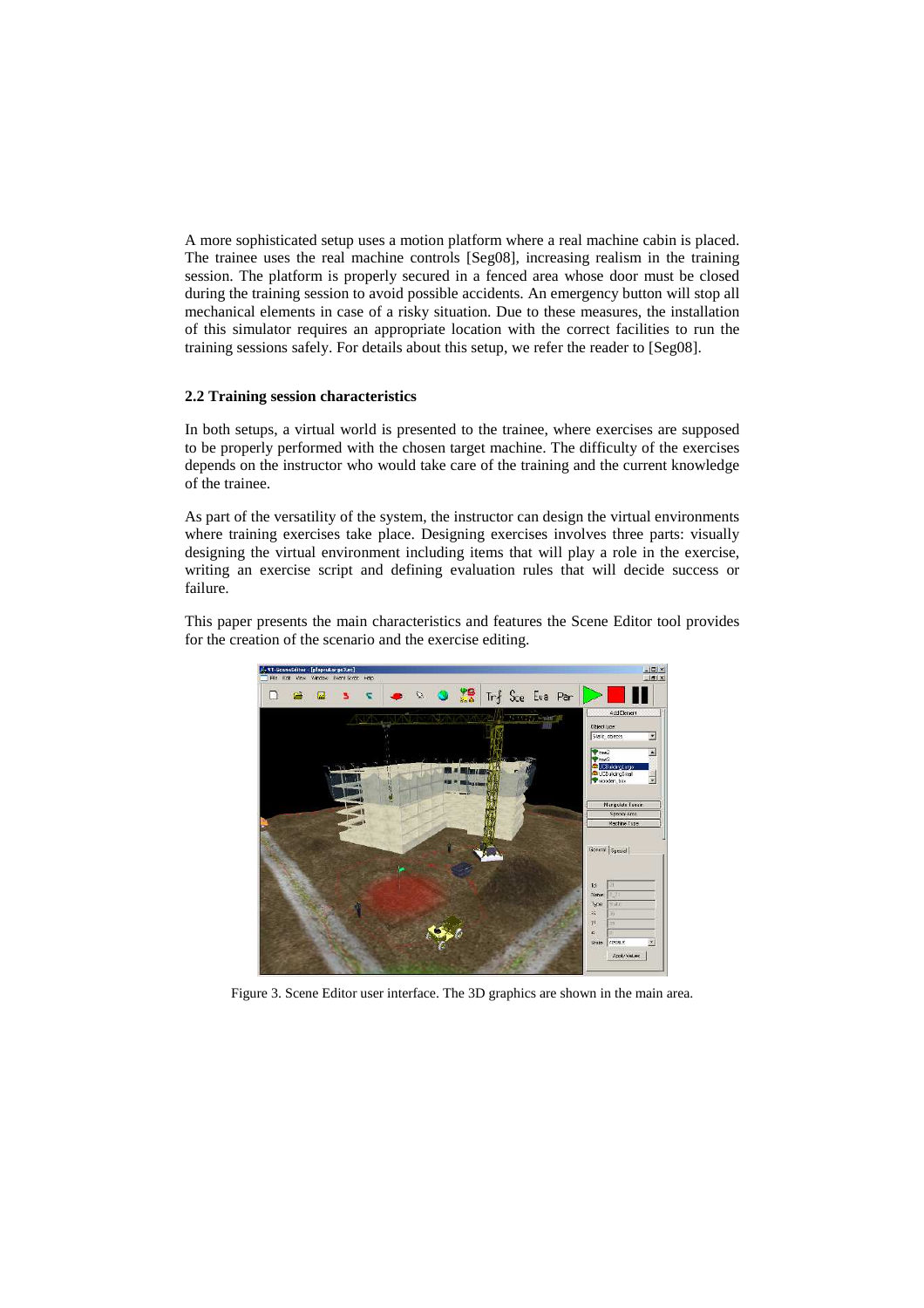A more sophisticated setup uses a motion platform where a real machine cabin is placed. The trainee uses the real machine controls [Seg08], increasing realism in the training session. The platform is properly secured in a fenced area whose door must be closed during the training session to avoid possible accidents. An emergency button will stop all mechanical elements in case of a risky situation. Due to these measures, the installation of this simulator requires an appropriate location with the correct facilities to run the training sessions safely. For details about this setup, we refer the reader to [Seg08].

### 2.2 Training session characteristics

In both setups, a virtual world is presented to the trainee, where exercises are supposed to be properly performed with the chosen target machine. The difficulty of the exercises depends on the instructor who would take care of the training and the current knowledge of the trainee.

As part of the versatility of the system, the instructor can design the virtual environments where training exercises take place. Designing exercises involves three parts: visually designing the virtual environment including items that will play a role in the exercise, writing an exercise script and defining evaluation rules that will decide success or failure.

This paper presents the main characteristics and features the Scene Editor tool provides for the creation of the scenario and the exercise editing.

Figure 3. Scene Editor user interface. The 3D graphics are shown in the main area.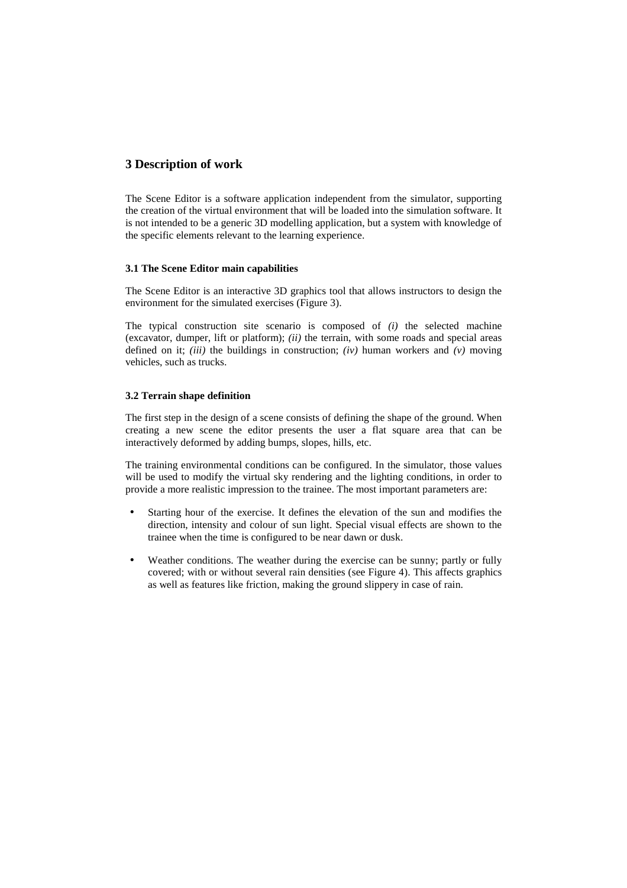## 3 Description of work

The Scene Editor is a software application independent from the simulator, supporting the creation of the virtual environment that will be loaded into the simulation software. It is not intended to be a generic 3D modelling application, but a system with knowledge of the specific elements relevant to the learning experience.

### 3.1 The Scene Editor main capabilities

The Scene Editor is an interactive 3D graphics tool that allows instructors to design the environment for the simulated exercises (Figure 3).

The typical construction site scenario is composed of *(i)* the selected machine (excavator, dumper, lift or platform); *(ii)* the terrain, with some roads and special areas defined on it; *(iii)* the buildings in construction; *(iv)* human workers and *(v)* moving vehicles, such as trucks.

### 3.2 Terrain shape definition

The first step in the design of a scene consists of defining the shape of the ground. When creating a new scene the editor presents the user a flat square area that can be interactively deformed by adding bumps, slopes, hills, etc.

The training environmental conditions can be configured. In the simulator, those values will be used to modify the virtual sky rendering and the lighting conditions, in order to provide a more realistic impression to the trainee. The most important parameters are:

- Starting hour of the exercise. It defines the elevation of the sun and modifies the direction, intensity and colour of sun light. Special visual effects are shown to the trainee when the time is configured to be near dawn or dusk.
- Weather conditions. The weather during the exercise can be sunny; partly or fully covered; with or without several rain densities (see Figure 4). This affects graphics as well as features like friction, making the ground slippery in case of rain.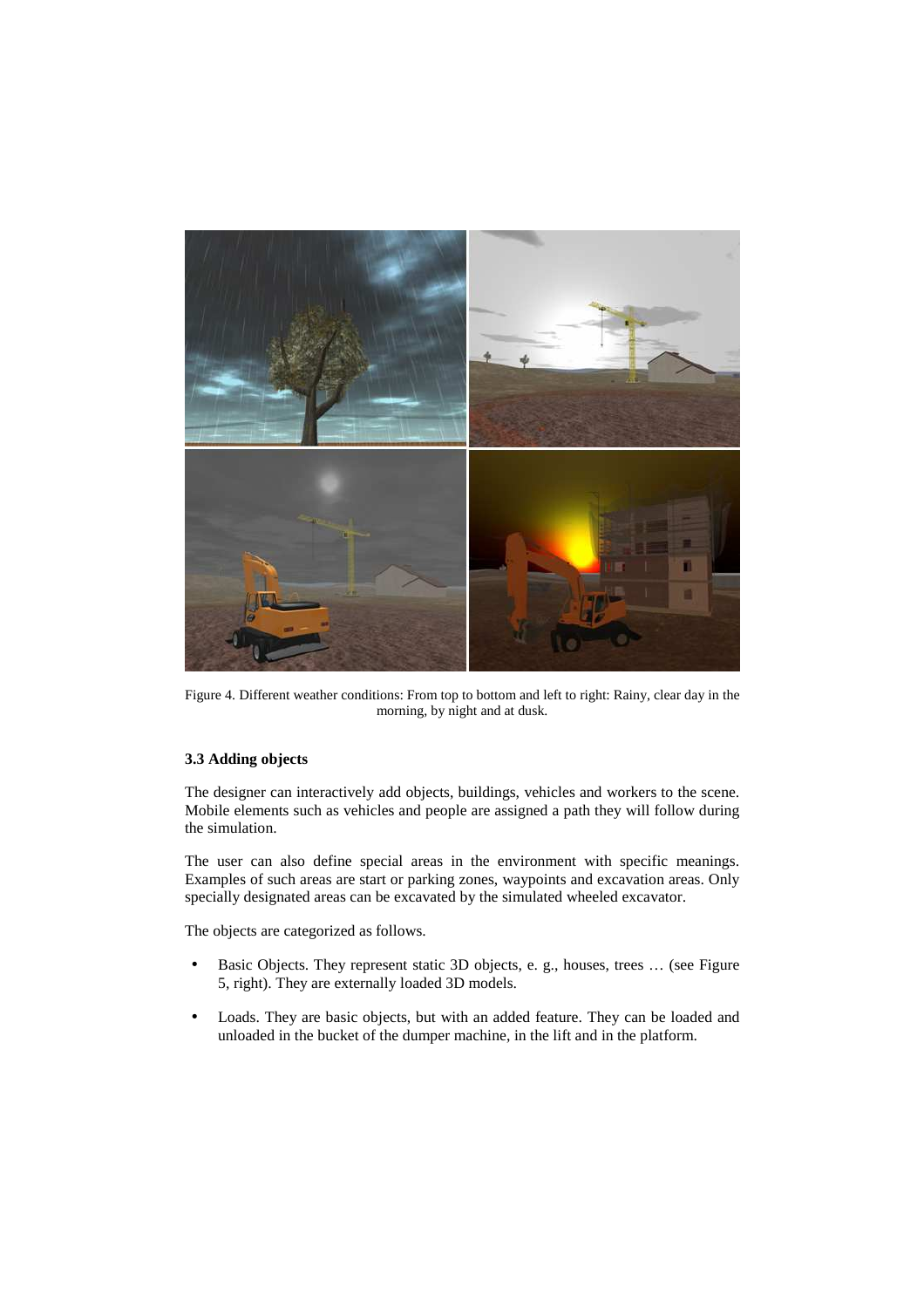Figure 4. Different weather conditions: From top to bottom and left to right: Rainy, clear day in the morning, by night and at dusk.

### 3.3 Adding objects

The designer can interactively add objects, buildings, vehicles and workers to the scene. Mobile elements such as vehicles and people are assigned a path they will follow during the simulation.

The user can also define special areas in the environment with specific meanings. Examples of such areas are start or parking zones, waypoints and excavation areas. Only specially designated areas can be excavated by the simulated wheeled excavator.

The objects are categorized as follows.

- Basic Objects. They represent static 3D objects, e. g., houses, trees … (see Figure 5, right). They are externally loaded 3D models.
- Loads. They are basic objects, but with an added feature. They can be loaded and unloaded in the bucket of the dumper machine, in the lift and in the platform.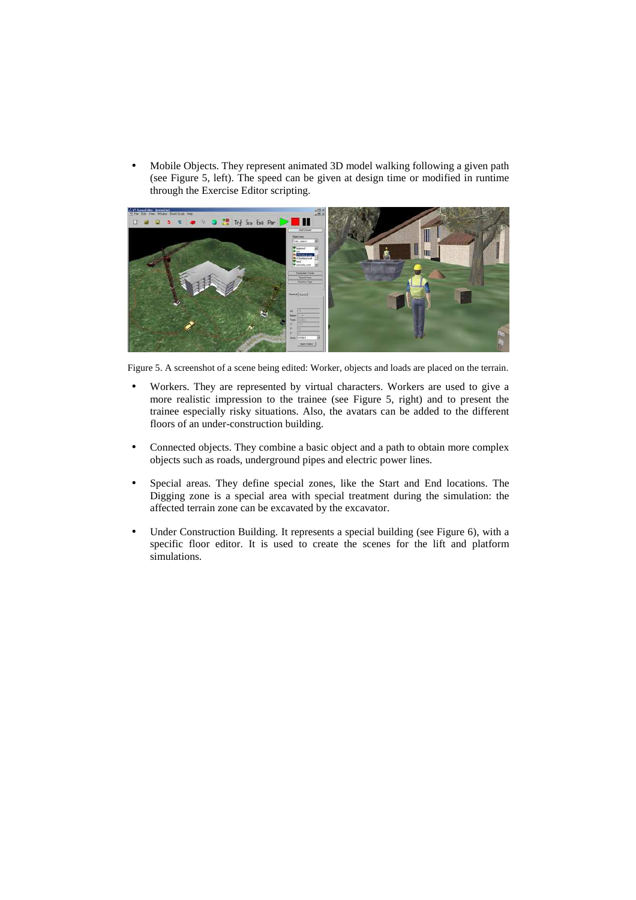- Mobile Objects. They represent animated 3D model walking following a given path (see Figure 5, left). The speed can be given at design time or modified in runtime through the Exercise Editor scripting.

Figure 5. A screenshot of a scene being edited: Worker, objects and loads are placed on the terrain.

- Workers. They are represented by virtual characters. Workers are used to give a more realistic impression to the trainee (see Figure 5, right) and to present the trainee especially risky situations. Also, the avatars can be added to the different floors of an under-construction building.

- Connected objects. They combine a basic object and a path to obtain more complex objects such as roads, underground pipes and electric power lines.

- Special areas. They define special zones, like the Start and End locations. The Digging zone is a special area with special treatment during the simulation: the affected terrain zone can be excavated by the excavator.

- Under Construction Building. It represents a special building (see Figure 6), with a specific floor editor. It is used to create the scenes for the lift and platform simulations.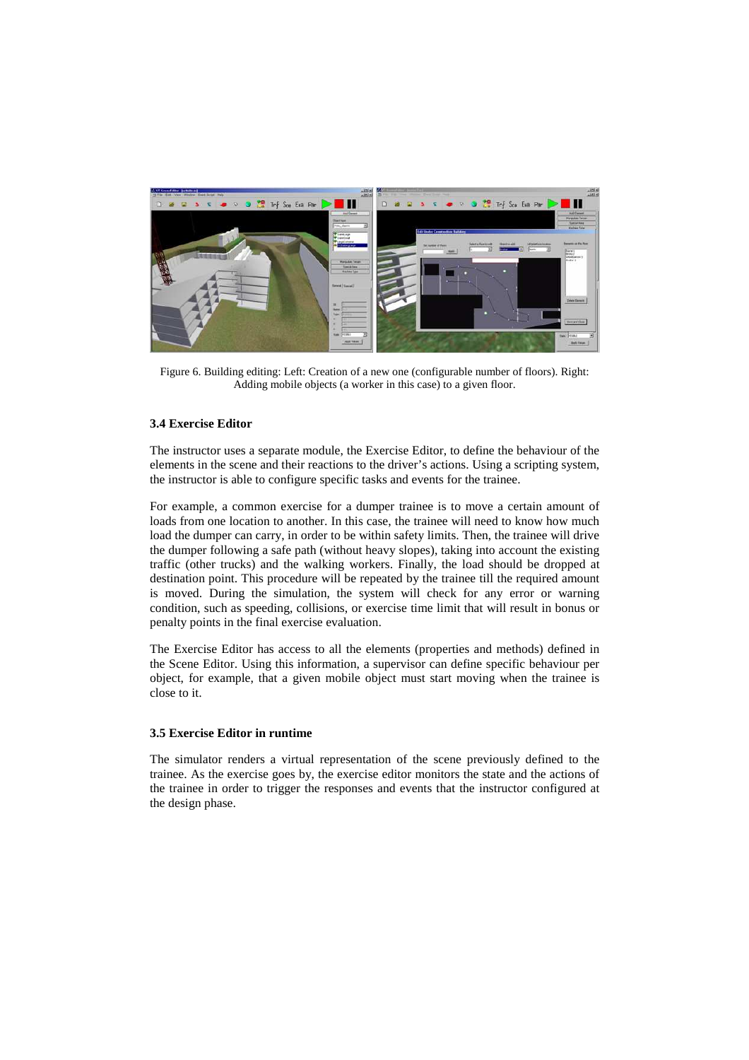Figure 6. Building editing: Left: Creation of a new one (configurable number of floors). Right: Adding mobile objects (a worker in this case) to a given floor.

### 3.4 Exercise Editor

The instructor uses a separate module, the Exercise Editor, to define the behaviour of the elements in the scene and their reactions to the driver's actions. Using a scripting system, the instructor is able to configure specific tasks and events for the trainee.

For example, a common exercise for a dumper trainee is to move a certain amount of loads from one location to another. In this case, the trainee will need to know how much load the dumper can carry, in order to be within safety limits. Then, the trainee will drive the dumper following a safe path (without heavy slopes), taking into account the existing traffic (other trucks) and the walking workers. Finally, the load should be dropped at destination point. This procedure will be repeated by the trainee till the required amount is moved. During the simulation, the system will check for any error or warning condition, such as speeding, collisions, or exercise time limit that will result in bonus or penalty points in the final exercise evaluation.

The Exercise Editor has access to all the elements (properties and methods) defined in the Scene Editor. Using this information, a supervisor can define specific behaviour per object, for example, that a given mobile object must start moving when the trainee is close to it.

### 3.5 Exercise Editor in runtime

The simulator renders a virtual representation of the scene previously defined to the trainee. As the exercise goes by, the exercise editor monitors the state and the actions of the trainee in order to trigger the responses and events that the instructor configured at the design phase.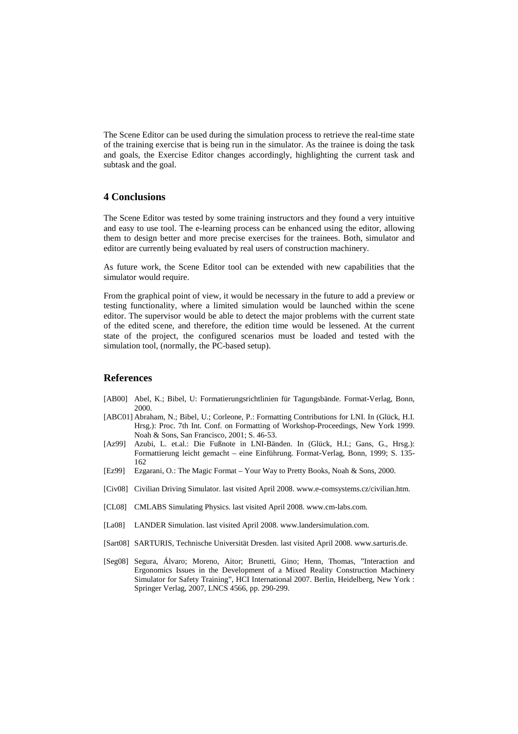The Scene Editor can be used during the simulation process to retrieve the real-time state of the training exercise that is being run in the simulator. As the trainee is doing the task and goals, the Exercise Editor changes accordingly, highlighting the current task and subtask and the goal.

## 4 Conclusions

The Scene Editor was tested by some training instructors and they found a very intuitive and easy to use tool. The e-learning process can be enhanced using the editor, allowing them to design better and more precise exercises for the trainees. Both, simulator and editor are currently being evaluated by real users of construction machinery.

As future work, the Scene Editor tool can be extended with new capabilities that the simulator would require.

From the graphical point of view, it would be necessary in the future to add a preview or testing functionality, where a limited simulation would be launched within the scene editor. The supervisor would be able to detect the major problems with the current state of the edited scene, and therefore, the edition time would be lessened. At the current state of the project, the configured scenarios must be loaded and tested with the simulation tool, (normally, the PC-based setup).

## References

[AB00] Abel, K.; Bibel, U: Formatierungsrichtlinien für Tagungsbände. Format-Verlag, Bonn, 2000.

[ABC01] Abraham, N.; Bibel, U.; Corleone, P.: Formatting Contributions for LNI. In (Glück, H.I. Hrsg.): Proc. 7th Int. Conf. on Formatting of Workshop-Proceedings, New York 1999. Noah & Sons, San Francisco, 2001; S. 46-53.

[Az99] Azubi, L. et.al.: Die Fußnote in LNI-Bänden. In (Glück, H.I.; Gans, G., Hrsg.): Formattierung leicht gemacht – eine Einführung. Format-Verlag, Bonn, 1999; S. 135-162

[Ez99] Ezgarani, O.: The Magic Format – Your Way to Pretty Books, Noah & Sons, 2000.

[Civ08] Civilian Driving Simulator. last visited April 2008. www.e-comsystems.cz/civilian.htm.

[CL08] CMLABS Simulating Physics. last visited April 2008. www.cm-labs.com.

[La08] LANDER Simulation. last visited April 2008. www.landersimulation.com.

[Sart08] SARTURIS, Technische Universität Dresden. last visited April 2008. www.sarturis.de.

[Seg08] Segura, Álvaro; Moreno, Aitor; Brunetti, Gino; Henn, Thomas, "Interaction and Ergonomics Issues in the Development of a Mixed Reality Construction Machinery Simulator for Safety Training", HCI International 2007. Berlin, Heidelberg, New York : Springer Verlag, 2007, LNCS 4566, pp. 290-299.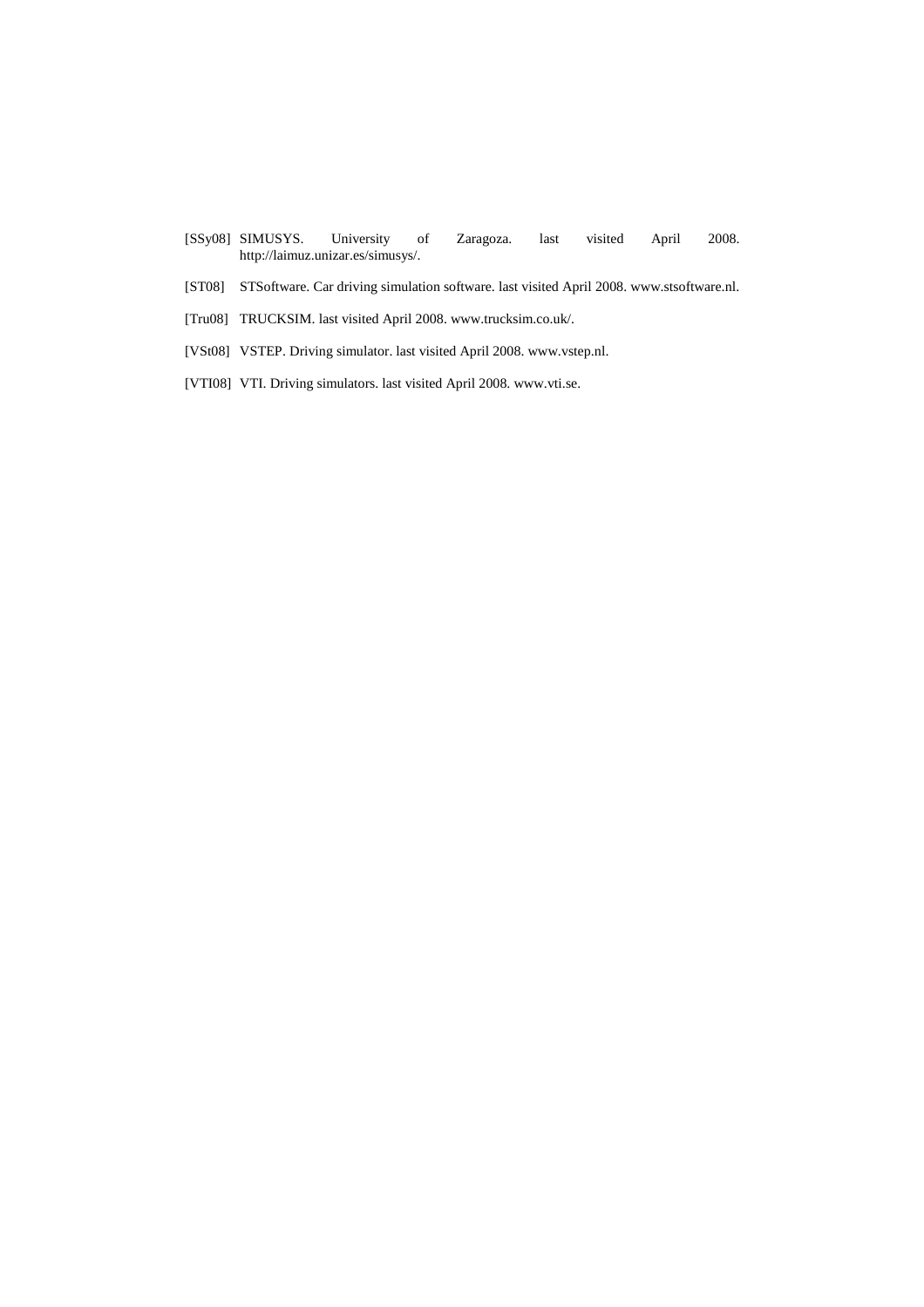[SSy08] SIMUSYS. University of Zaragoza. last visited April 2008. http://laimuz.unizar.es/simusys/.

[ST08] STSoftware. Car driving simulation software. last visited April 2008. www.stsoftware.nl.

[Tru08] TRUCKSIM. last visited April 2008. www.trucksim.co.uk/.

[VSt08] VSTEP. Driving simulator. last visited April 2008. www.vstep.nl.

[VTI08] VTI. Driving simulators. last visited April 2008. www.vti.se.